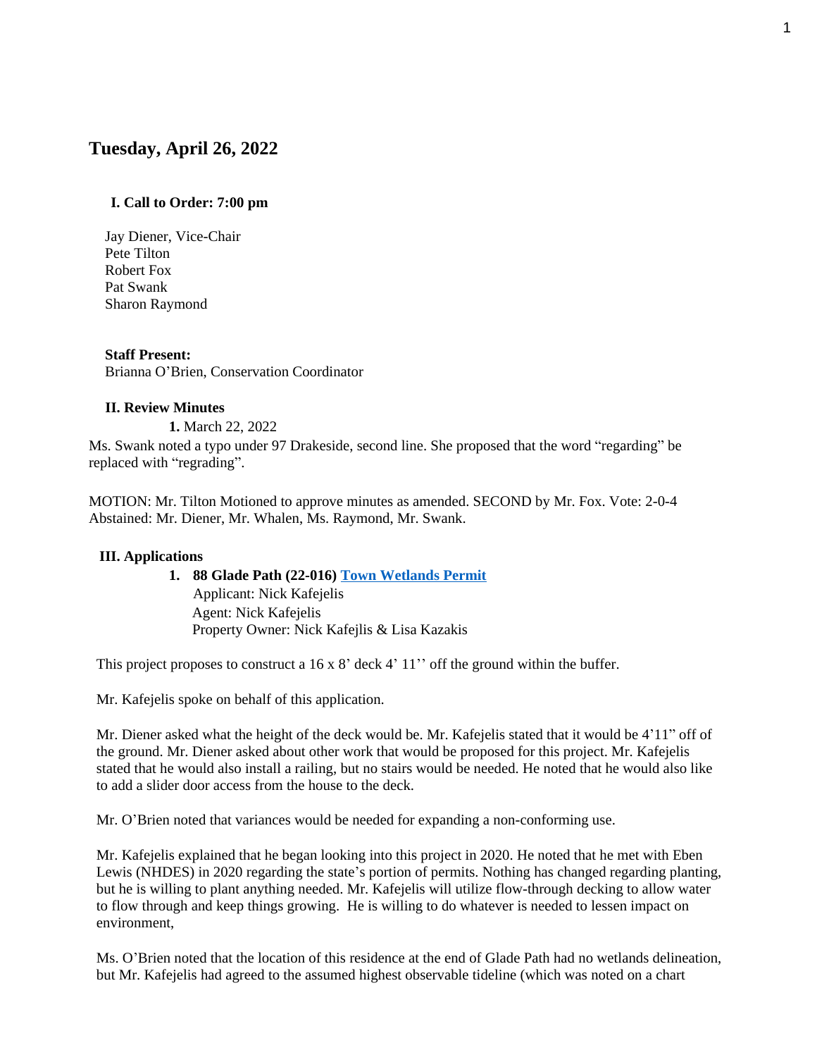# Tuesday, April 26, 2022

## I. Call to Order: 7:00 pm

Jay Diener, Vice-Chair
Pete Tilton
Robert Fox
Pat Swank
Sharon Raymond

**Staff Present:**
Brianna O'Brien, Conservation Coordinator

## II. Review Minutes

**1.** March 22, 2022

Ms. Swank noted a typo under 97 Drakeside, second line. She proposed that the word "regarding" be replaced with "regrading".

MOTION: Mr. Tilton Motioned to approve minutes as amended. SECOND by Mr. Fox. Vote: 2-0-4 Abstained: Mr. Diener, Mr. Whalen, Ms. Raymond, Mr. Swank.

## III. Applications

**1. 88 Glade Path (22-016) [Town Wetlands Permit]**
Applicant: Nick Kafejelis
Agent: Nick Kafejelis
Property Owner: Nick Kafejlis & Lisa Kazakis

This project proposes to construct a 16 x 8' deck 4' 11'' off the ground within the buffer.

Mr. Kafejelis spoke on behalf of this application.

Mr. Diener asked what the height of the deck would be. Mr. Kafejelis stated that it would be 4'11" off of the ground. Mr. Diener asked about other work that would be proposed for this project. Mr. Kafejelis stated that he would also install a railing, but no stairs would be needed. He noted that he would also like to add a slider door access from the house to the deck.

Mr. O'Brien noted that variances would be needed for expanding a non-conforming use.

Mr. Kafejelis explained that he began looking into this project in 2020. He noted that he met with Eben Lewis (NHDES) in 2020 regarding the state's portion of permits. Nothing has changed regarding planting, but he is willing to plant anything needed. Mr. Kafejelis will utilize flow-through decking to allow water to flow through and keep things growing. He is willing to do whatever is needed to lessen impact on environment,

Ms. O'Brien noted that the location of this residence at the end of Glade Path had no wetlands delineation, but Mr. Kafejelis had agreed to the assumed highest observable tideline (which was noted on a chart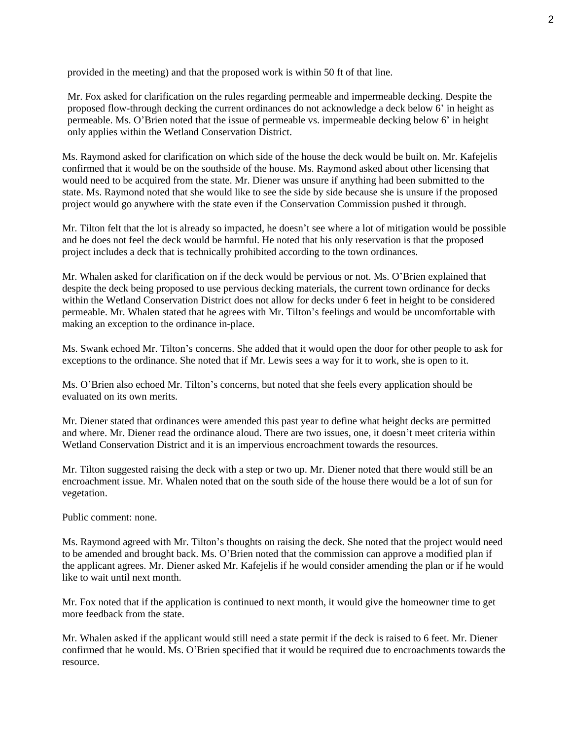provided in the meeting) and that the proposed work is within 50 ft of that line.

Mr. Fox asked for clarification on the rules regarding permeable and impermeable decking. Despite the proposed flow-through decking the current ordinances do not acknowledge a deck below 6' in height as permeable. Ms. O'Brien noted that the issue of permeable vs. impermeable decking below 6' in height only applies within the Wetland Conservation District.

Ms. Raymond asked for clarification on which side of the house the deck would be built on. Mr. Kafejelis confirmed that it would be on the southside of the house. Ms. Raymond asked about other licensing that would need to be acquired from the state. Mr. Diener was unsure if anything had been submitted to the state. Ms. Raymond noted that she would like to see the side by side because she is unsure if the proposed project would go anywhere with the state even if the Conservation Commission pushed it through.

Mr. Tilton felt that the lot is already so impacted, he doesn't see where a lot of mitigation would be possible and he does not feel the deck would be harmful. He noted that his only reservation is that the proposed project includes a deck that is technically prohibited according to the town ordinances.

Mr. Whalen asked for clarification on if the deck would be pervious or not. Ms. O'Brien explained that despite the deck being proposed to use pervious decking materials, the current town ordinance for decks within the Wetland Conservation District does not allow for decks under 6 feet in height to be considered permeable. Mr. Whalen stated that he agrees with Mr. Tilton's feelings and would be uncomfortable with making an exception to the ordinance in-place.

Ms. Swank echoed Mr. Tilton's concerns. She added that it would open the door for other people to ask for exceptions to the ordinance. She noted that if Mr. Lewis sees a way for it to work, she is open to it.

Ms. O'Brien also echoed Mr. Tilton's concerns, but noted that she feels every application should be evaluated on its own merits.

Mr. Diener stated that ordinances were amended this past year to define what height decks are permitted and where. Mr. Diener read the ordinance aloud. There are two issues, one, it doesn't meet criteria within Wetland Conservation District and it is an impervious encroachment towards the resources.

Mr. Tilton suggested raising the deck with a step or two up. Mr. Diener noted that there would still be an encroachment issue. Mr. Whalen noted that on the south side of the house there would be a lot of sun for vegetation.

Public comment: none.

Ms. Raymond agreed with Mr. Tilton's thoughts on raising the deck. She noted that the project would need to be amended and brought back. Ms. O'Brien noted that the commission can approve a modified plan if the applicant agrees. Mr. Diener asked Mr. Kafejelis if he would consider amending the plan or if he would like to wait until next month.

Mr. Fox noted that if the application is continued to next month, it would give the homeowner time to get more feedback from the state.

Mr. Whalen asked if the applicant would still need a state permit if the deck is raised to 6 feet. Mr. Diener confirmed that he would. Ms. O'Brien specified that it would be required due to encroachments towards the resource.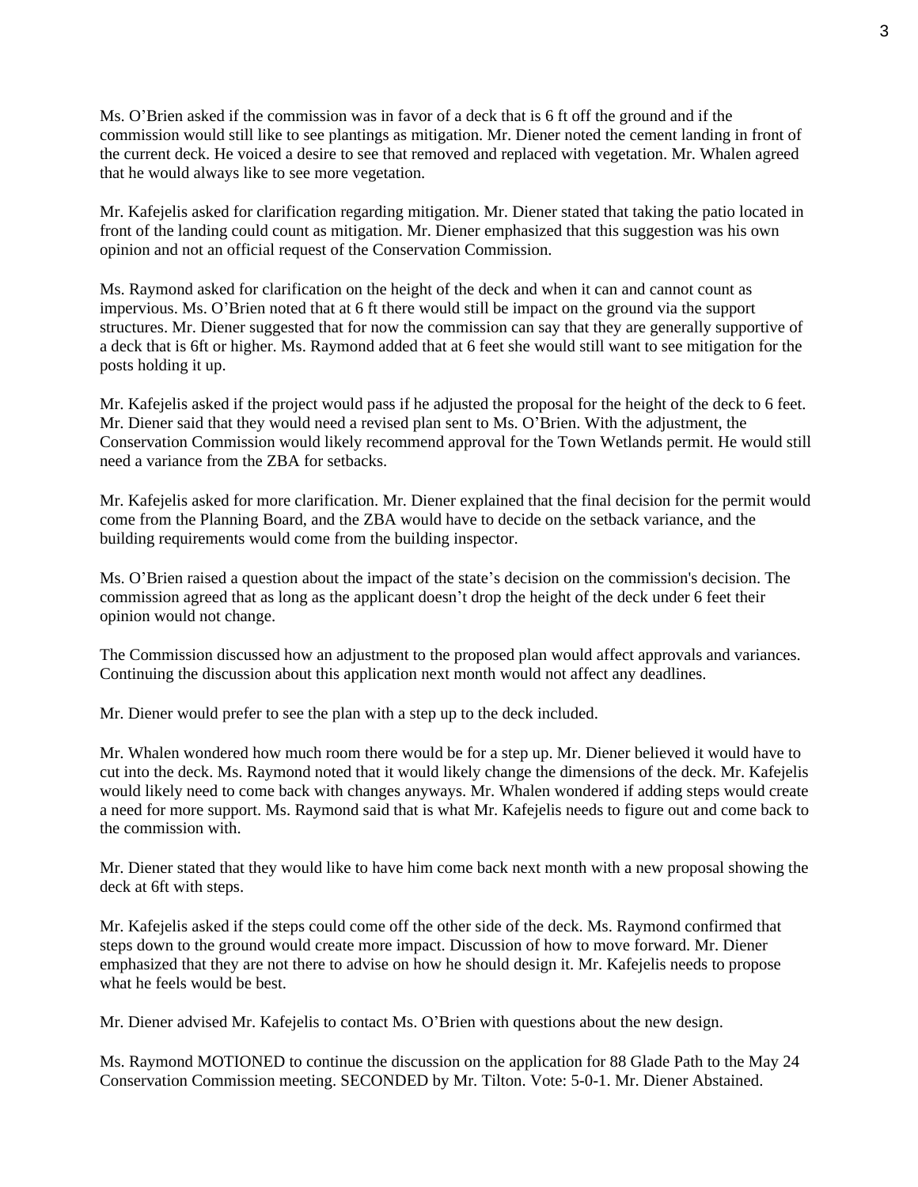Ms. O'Brien asked if the commission was in favor of a deck that is 6 ft off the ground and if the commission would still like to see plantings as mitigation. Mr. Diener noted the cement landing in front of the current deck. He voiced a desire to see that removed and replaced with vegetation. Mr. Whalen agreed that he would always like to see more vegetation.

Mr. Kafejelis asked for clarification regarding mitigation. Mr. Diener stated that taking the patio located in front of the landing could count as mitigation. Mr. Diener emphasized that this suggestion was his own opinion and not an official request of the Conservation Commission.

Ms. Raymond asked for clarification on the height of the deck and when it can and cannot count as impervious. Ms. O'Brien noted that at 6 ft there would still be impact on the ground via the support structures. Mr. Diener suggested that for now the commission can say that they are generally supportive of a deck that is 6ft or higher. Ms. Raymond added that at 6 feet she would still want to see mitigation for the posts holding it up.

Mr. Kafejelis asked if the project would pass if he adjusted the proposal for the height of the deck to 6 feet. Mr. Diener said that they would need a revised plan sent to Ms. O'Brien. With the adjustment, the Conservation Commission would likely recommend approval for the Town Wetlands permit. He would still need a variance from the ZBA for setbacks.

Mr. Kafejelis asked for more clarification. Mr. Diener explained that the final decision for the permit would come from the Planning Board, and the ZBA would have to decide on the setback variance, and the building requirements would come from the building inspector.

Ms. O'Brien raised a question about the impact of the state's decision on the commission's decision. The commission agreed that as long as the applicant doesn't drop the height of the deck under 6 feet their opinion would not change.

The Commission discussed how an adjustment to the proposed plan would affect approvals and variances. Continuing the discussion about this application next month would not affect any deadlines.

Mr. Diener would prefer to see the plan with a step up to the deck included.

Mr. Whalen wondered how much room there would be for a step up. Mr. Diener believed it would have to cut into the deck. Ms. Raymond noted that it would likely change the dimensions of the deck. Mr. Kafejelis would likely need to come back with changes anyways. Mr. Whalen wondered if adding steps would create a need for more support. Ms. Raymond said that is what Mr. Kafejelis needs to figure out and come back to the commission with.

Mr. Diener stated that they would like to have him come back next month with a new proposal showing the deck at 6ft with steps.

Mr. Kafejelis asked if the steps could come off the other side of the deck. Ms. Raymond confirmed that steps down to the ground would create more impact. Discussion of how to move forward. Mr. Diener emphasized that they are not there to advise on how he should design it. Mr. Kafejelis needs to propose what he feels would be best.

Mr. Diener advised Mr. Kafejelis to contact Ms. O'Brien with questions about the new design.

Ms. Raymond MOTIONED to continue the discussion on the application for 88 Glade Path to the May 24 Conservation Commission meeting. SECONDED by Mr. Tilton. Vote: 5-0-1. Mr. Diener Abstained.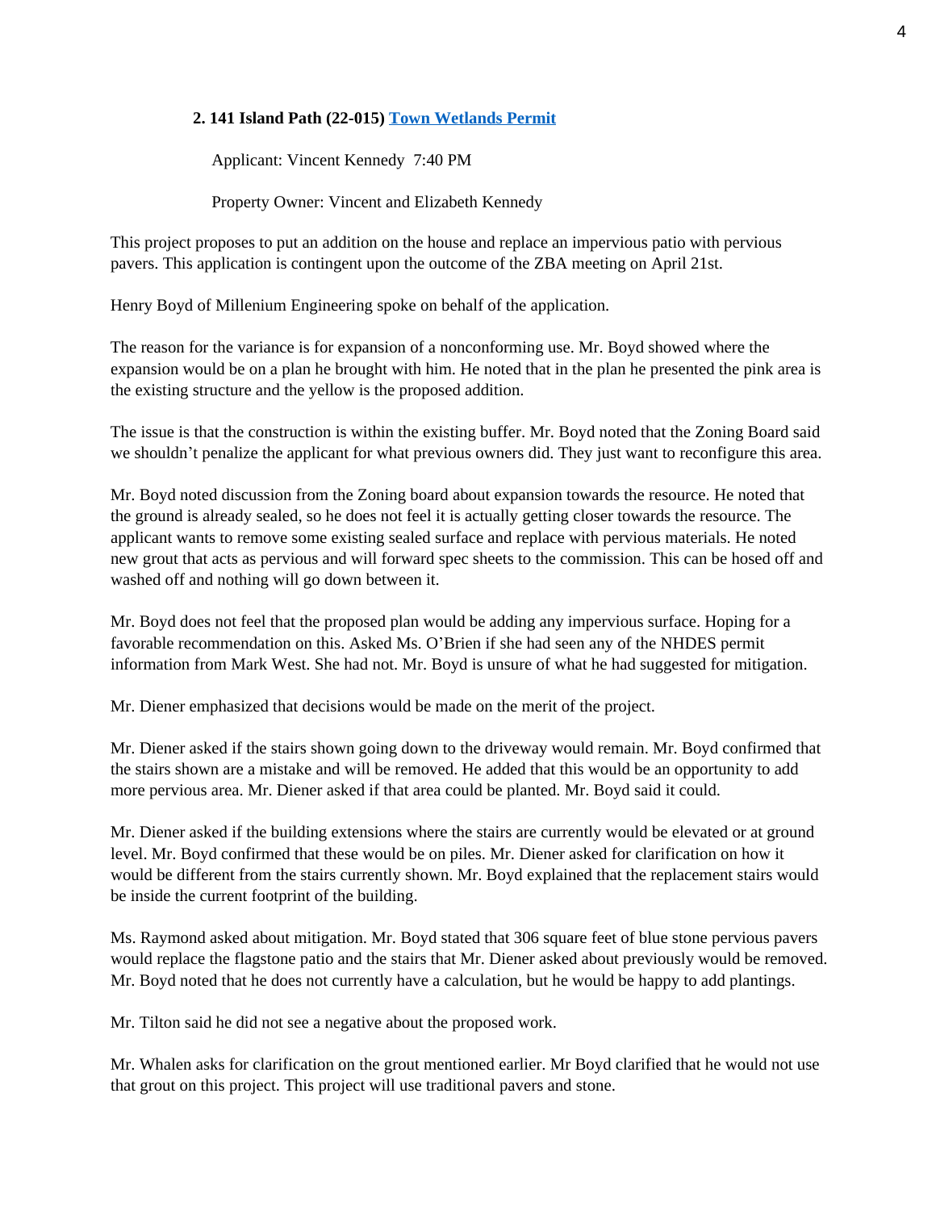**2. 141 Island Path (22-015) [Town Wetlands Permit]**

Applicant: Vincent Kennedy 7:40 PM

Property Owner: Vincent and Elizabeth Kennedy

This project proposes to put an addition on the house and replace an impervious patio with pervious pavers. This application is contingent upon the outcome of the ZBA meeting on April 21st.

Henry Boyd of Millenium Engineering spoke on behalf of the application.

The reason for the variance is for expansion of a nonconforming use. Mr. Boyd showed where the expansion would be on a plan he brought with him. He noted that in the plan he presented the pink area is the existing structure and the yellow is the proposed addition.

The issue is that the construction is within the existing buffer. Mr. Boyd noted that the Zoning Board said we shouldn't penalize the applicant for what previous owners did. They just want to reconfigure this area.

Mr. Boyd noted discussion from the Zoning board about expansion towards the resource. He noted that the ground is already sealed, so he does not feel it is actually getting closer towards the resource. The applicant wants to remove some existing sealed surface and replace with pervious materials. He noted new grout that acts as pervious and will forward spec sheets to the commission. This can be hosed off and washed off and nothing will go down between it.

Mr. Boyd does not feel that the proposed plan would be adding any impervious surface. Hoping for a favorable recommendation on this. Asked Ms. O'Brien if she had seen any of the NHDES permit information from Mark West. She had not. Mr. Boyd is unsure of what he had suggested for mitigation.

Mr. Diener emphasized that decisions would be made on the merit of the project.

Mr. Diener asked if the stairs shown going down to the driveway would remain. Mr. Boyd confirmed that the stairs shown are a mistake and will be removed. He added that this would be an opportunity to add more pervious area. Mr. Diener asked if that area could be planted. Mr. Boyd said it could.

Mr. Diener asked if the building extensions where the stairs are currently would be elevated or at ground level. Mr. Boyd confirmed that these would be on piles. Mr. Diener asked for clarification on how it would be different from the stairs currently shown. Mr. Boyd explained that the replacement stairs would be inside the current footprint of the building.

Ms. Raymond asked about mitigation. Mr. Boyd stated that 306 square feet of blue stone pervious pavers would replace the flagstone patio and the stairs that Mr. Diener asked about previously would be removed. Mr. Boyd noted that he does not currently have a calculation, but he would be happy to add plantings.

Mr. Tilton said he did not see a negative about the proposed work.

Mr. Whalen asks for clarification on the grout mentioned earlier. Mr Boyd clarified that he would not use that grout on this project. This project will use traditional pavers and stone.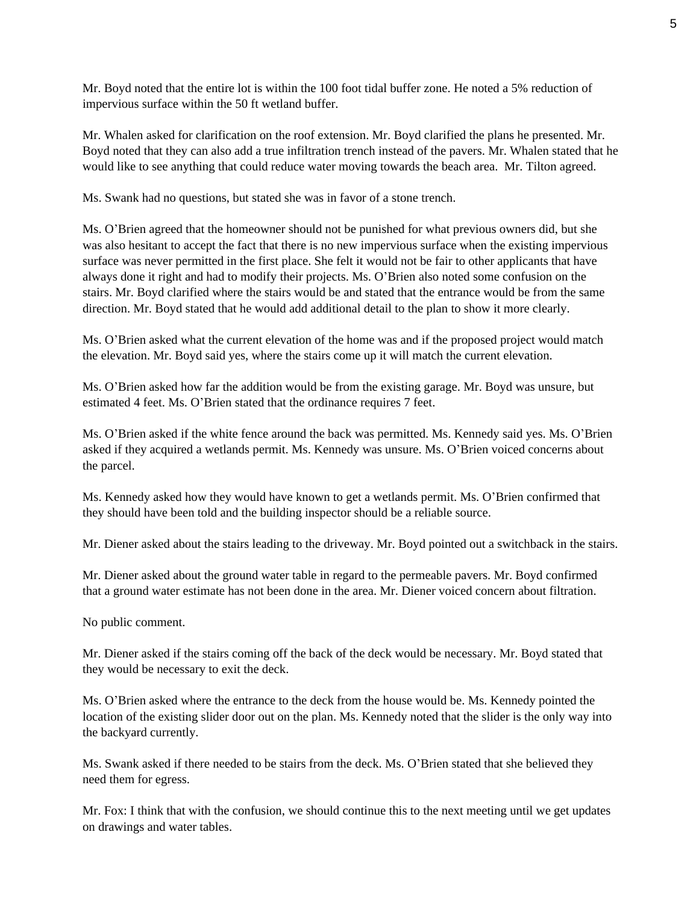Mr. Boyd noted that the entire lot is within the 100 foot tidal buffer zone. He noted a 5% reduction of impervious surface within the 50 ft wetland buffer.

Mr. Whalen asked for clarification on the roof extension. Mr. Boyd clarified the plans he presented. Mr. Boyd noted that they can also add a true infiltration trench instead of the pavers. Mr. Whalen stated that he would like to see anything that could reduce water moving towards the beach area.  Mr. Tilton agreed.

Ms. Swank had no questions, but stated she was in favor of a stone trench.

Ms. O'Brien agreed that the homeowner should not be punished for what previous owners did, but she was also hesitant to accept the fact that there is no new impervious surface when the existing impervious surface was never permitted in the first place. She felt it would not be fair to other applicants that have always done it right and had to modify their projects. Ms. O'Brien also noted some confusion on the stairs. Mr. Boyd clarified where the stairs would be and stated that the entrance would be from the same direction. Mr. Boyd stated that he would add additional detail to the plan to show it more clearly.

Ms. O'Brien asked what the current elevation of the home was and if the proposed project would match the elevation. Mr. Boyd said yes, where the stairs come up it will match the current elevation.

Ms. O'Brien asked how far the addition would be from the existing garage. Mr. Boyd was unsure, but estimated 4 feet. Ms. O'Brien stated that the ordinance requires 7 feet.

Ms. O'Brien asked if the white fence around the back was permitted. Ms. Kennedy said yes. Ms. O'Brien asked if they acquired a wetlands permit. Ms. Kennedy was unsure. Ms. O'Brien voiced concerns about the parcel.

Ms. Kennedy asked how they would have known to get a wetlands permit. Ms. O'Brien confirmed that they should have been told and the building inspector should be a reliable source.

Mr. Diener asked about the stairs leading to the driveway. Mr. Boyd pointed out a switchback in the stairs.

Mr. Diener asked about the ground water table in regard to the permeable pavers. Mr. Boyd confirmed that a ground water estimate has not been done in the area. Mr. Diener voiced concern about filtration.

No public comment.

Mr. Diener asked if the stairs coming off the back of the deck would be necessary. Mr. Boyd stated that they would be necessary to exit the deck.

Ms. O'Brien asked where the entrance to the deck from the house would be. Ms. Kennedy pointed the location of the existing slider door out on the plan. Ms. Kennedy noted that the slider is the only way into the backyard currently.

Ms. Swank asked if there needed to be stairs from the deck. Ms. O'Brien stated that she believed they need them for egress.

Mr. Fox: I think that with the confusion, we should continue this to the next meeting until we get updates on drawings and water tables.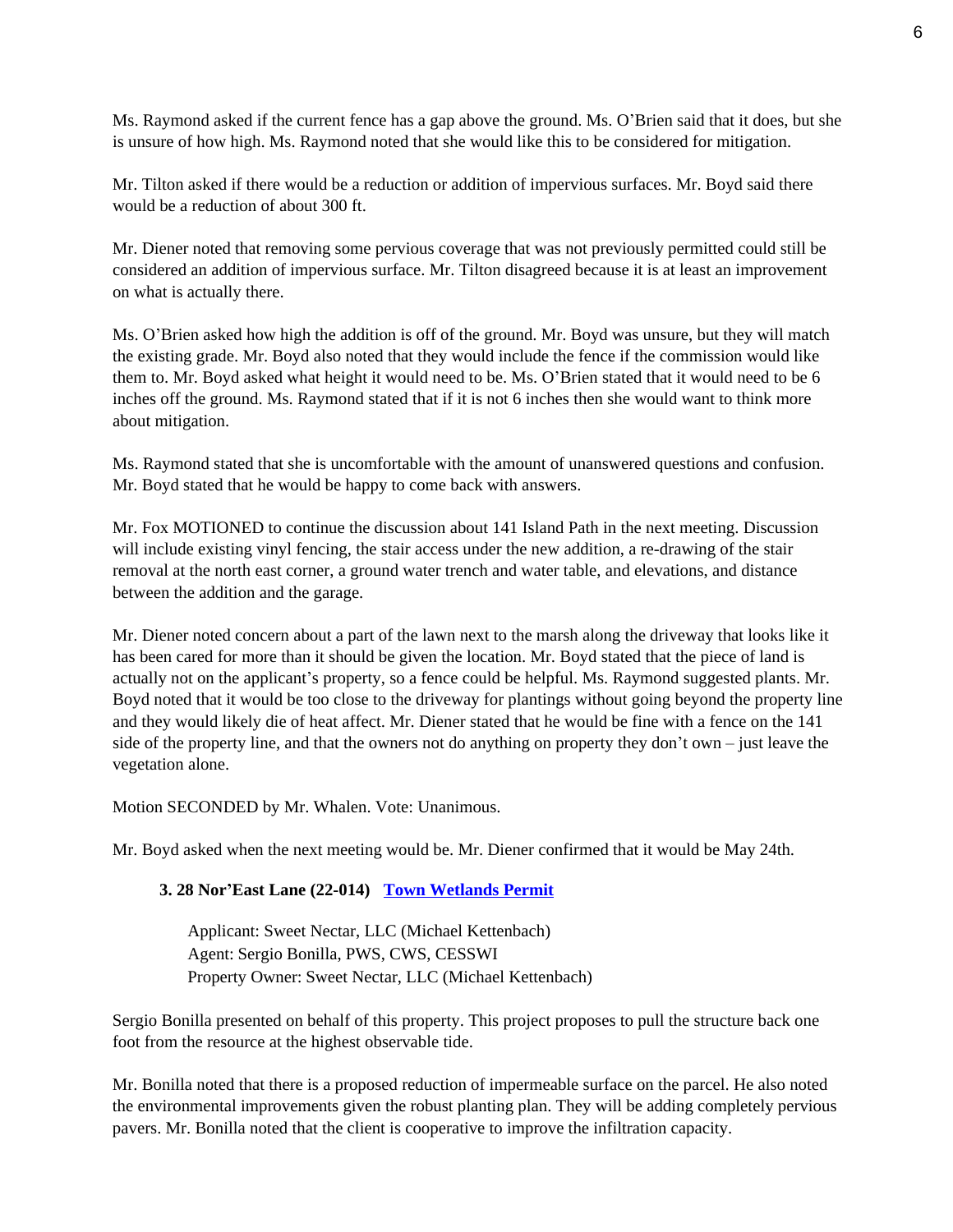Ms. Raymond asked if the current fence has a gap above the ground. Ms. O'Brien said that it does, but she is unsure of how high. Ms. Raymond noted that she would like this to be considered for mitigation.

Mr. Tilton asked if there would be a reduction or addition of impervious surfaces. Mr. Boyd said there would be a reduction of about 300 ft.

Mr. Diener noted that removing some pervious coverage that was not previously permitted could still be considered an addition of impervious surface. Mr. Tilton disagreed because it is at least an improvement on what is actually there.

Ms. O'Brien asked how high the addition is off of the ground. Mr. Boyd was unsure, but they will match the existing grade. Mr. Boyd also noted that they would include the fence if the commission would like them to. Mr. Boyd asked what height it would need to be. Ms. O'Brien stated that it would need to be 6 inches off the ground. Ms. Raymond stated that if it is not 6 inches then she would want to think more about mitigation.

Ms. Raymond stated that she is uncomfortable with the amount of unanswered questions and confusion. Mr. Boyd stated that he would be happy to come back with answers.

Mr. Fox MOTIONED to continue the discussion about 141 Island Path in the next meeting. Discussion will include existing vinyl fencing, the stair access under the new addition, a re-drawing of the stair removal at the north east corner, a ground water trench and water table, and elevations, and distance between the addition and the garage.

Mr. Diener noted concern about a part of the lawn next to the marsh along the driveway that looks like it has been cared for more than it should be given the location. Mr. Boyd stated that the piece of land is actually not on the applicant's property, so a fence could be helpful. Ms. Raymond suggested plants. Mr. Boyd noted that it would be too close to the driveway for plantings without going beyond the property line and they would likely die of heat affect. Mr. Diener stated that he would be fine with a fence on the 141 side of the property line, and that the owners not do anything on property they don't own – just leave the vegetation alone.

Motion SECONDED by Mr. Whalen. Vote: Unanimous.

Mr. Boyd asked when the next meeting would be. Mr. Diener confirmed that it would be May 24th.

### 3. 28 Nor'East Lane (22-014) Town Wetlands Permit

Applicant: Sweet Nectar, LLC (Michael Kettenbach)
Agent: Sergio Bonilla, PWS, CWS, CESSWI
Property Owner: Sweet Nectar, LLC (Michael Kettenbach)

Sergio Bonilla presented on behalf of this property. This project proposes to pull the structure back one foot from the resource at the highest observable tide.

Mr. Bonilla noted that there is a proposed reduction of impermeable surface on the parcel. He also noted the environmental improvements given the robust planting plan. They will be adding completely pervious pavers. Mr. Bonilla noted that the client is cooperative to improve the infiltration capacity.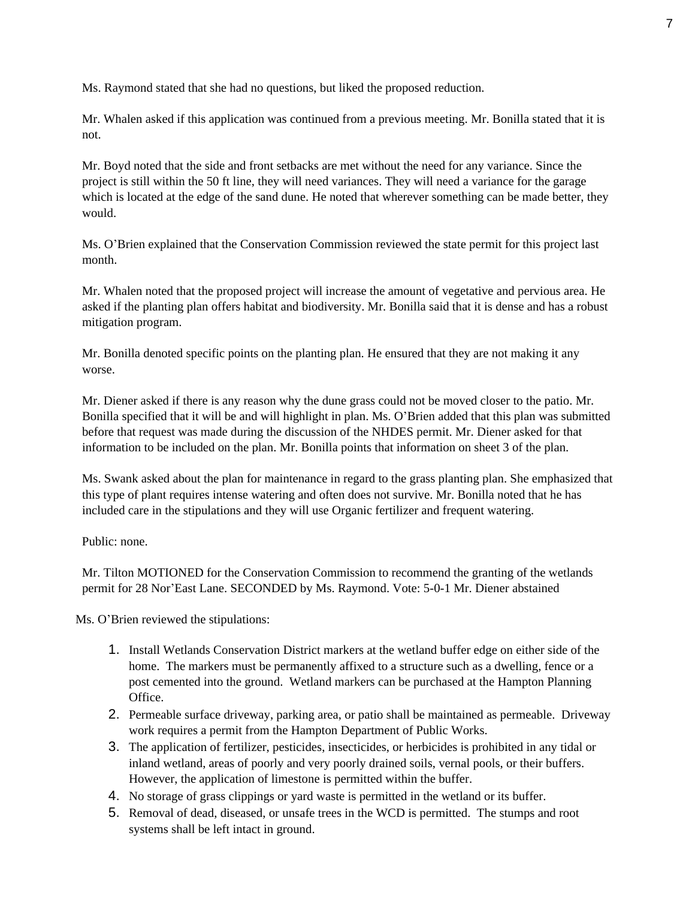Ms. Raymond stated that she had no questions, but liked the proposed reduction.

Mr. Whalen asked if this application was continued from a previous meeting. Mr. Bonilla stated that it is not.

Mr. Boyd noted that the side and front setbacks are met without the need for any variance. Since the project is still within the 50 ft line, they will need variances. They will need a variance for the garage which is located at the edge of the sand dune. He noted that wherever something can be made better, they would.

Ms. O'Brien explained that the Conservation Commission reviewed the state permit for this project last month.

Mr. Whalen noted that the proposed project will increase the amount of vegetative and pervious area. He asked if the planting plan offers habitat and biodiversity. Mr. Bonilla said that it is dense and has a robust mitigation program.

Mr. Bonilla denoted specific points on the planting plan. He ensured that they are not making it any worse.

Mr. Diener asked if there is any reason why the dune grass could not be moved closer to the patio. Mr. Bonilla specified that it will be and will highlight in plan. Ms. O'Brien added that this plan was submitted before that request was made during the discussion of the NHDES permit. Mr. Diener asked for that information to be included on the plan. Mr. Bonilla points that information on sheet 3 of the plan.

Ms. Swank asked about the plan for maintenance in regard to the grass planting plan. She emphasized that this type of plant requires intense watering and often does not survive. Mr. Bonilla noted that he has included care in the stipulations and they will use Organic fertilizer and frequent watering.

Public: none.

Mr. Tilton MOTIONED for the Conservation Commission to recommend the granting of the wetlands permit for 28 Nor'East Lane. SECONDED by Ms. Raymond. Vote: 5-0-1 Mr. Diener abstained

Ms. O'Brien reviewed the stipulations:

1. Install Wetlands Conservation District markers at the wetland buffer edge on either side of the home. The markers must be permanently affixed to a structure such as a dwelling, fence or a post cemented into the ground. Wetland markers can be purchased at the Hampton Planning Office.
2. Permeable surface driveway, parking area, or patio shall be maintained as permeable. Driveway work requires a permit from the Hampton Department of Public Works.
3. The application of fertilizer, pesticides, insecticides, or herbicides is prohibited in any tidal or inland wetland, areas of poorly and very poorly drained soils, vernal pools, or their buffers. However, the application of limestone is permitted within the buffer.
4. No storage of grass clippings or yard waste is permitted in the wetland or its buffer.
5. Removal of dead, diseased, or unsafe trees in the WCD is permitted. The stumps and root systems shall be left intact in ground.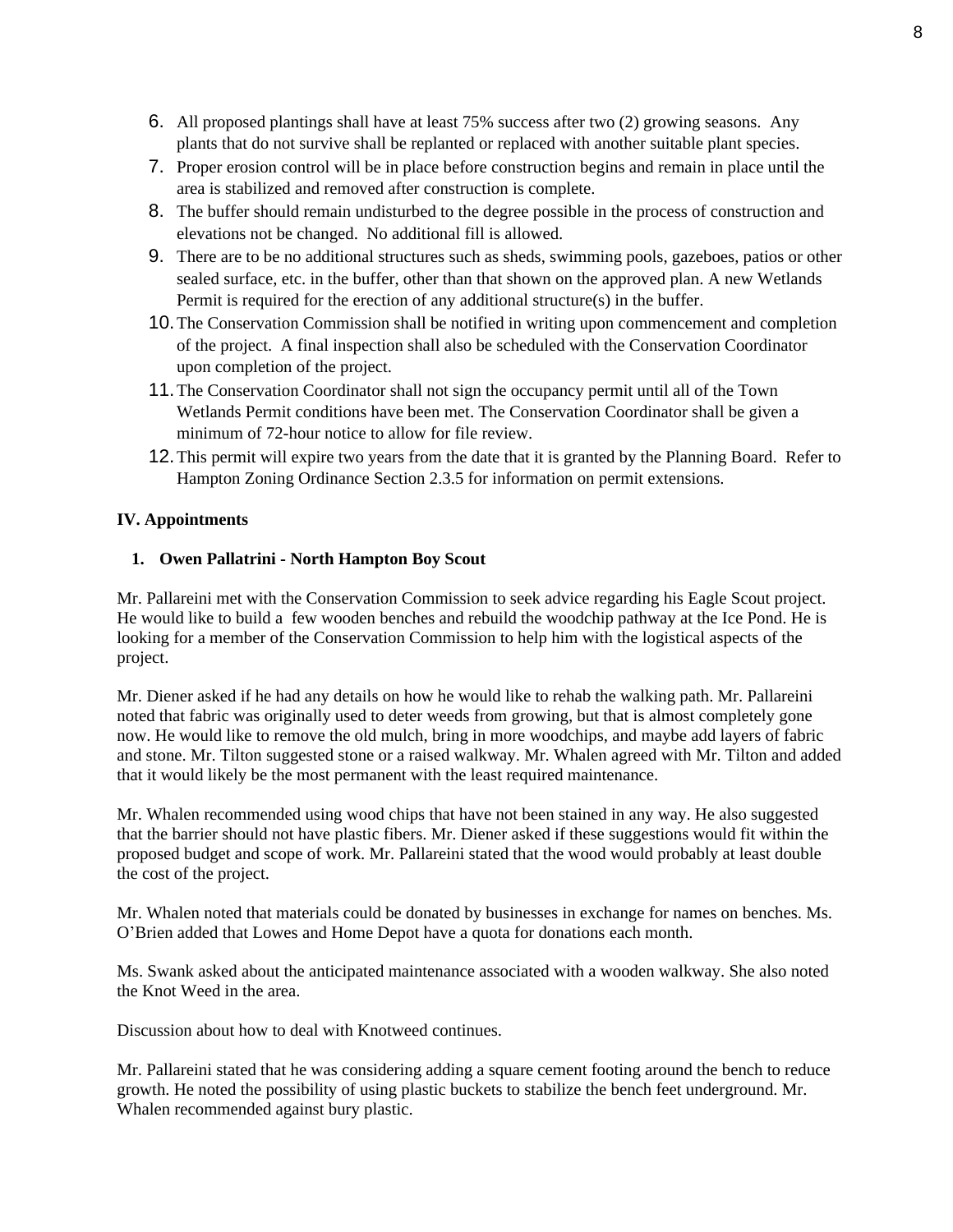6. All proposed plantings shall have at least 75% success after two (2) growing seasons. Any plants that do not survive shall be replanted or replaced with another suitable plant species.
7. Proper erosion control will be in place before construction begins and remain in place until the area is stabilized and removed after construction is complete.
8. The buffer should remain undisturbed to the degree possible in the process of construction and elevations not be changed. No additional fill is allowed.
9. There are to be no additional structures such as sheds, swimming pools, gazeboes, patios or other sealed surface, etc. in the buffer, other than that shown on the approved plan. A new Wetlands Permit is required for the erection of any additional structure(s) in the buffer.
10. The Conservation Commission shall be notified in writing upon commencement and completion of the project. A final inspection shall also be scheduled with the Conservation Coordinator upon completion of the project.
11. The Conservation Coordinator shall not sign the occupancy permit until all of the Town Wetlands Permit conditions have been met. The Conservation Coordinator shall be given a minimum of 72-hour notice to allow for file review.
12. This permit will expire two years from the date that it is granted by the Planning Board. Refer to Hampton Zoning Ordinance Section 2.3.5 for information on permit extensions.

**IV. Appointments**

1. **Owen Pallatrini - North Hampton Boy Scout**

Mr. Pallareini met with the Conservation Commission to seek advice regarding his Eagle Scout project. He would like to build a few wooden benches and rebuild the woodchip pathway at the Ice Pond. He is looking for a member of the Conservation Commission to help him with the logistical aspects of the project.

Mr. Diener asked if he had any details on how he would like to rehab the walking path. Mr. Pallareini noted that fabric was originally used to deter weeds from growing, but that is almost completely gone now. He would like to remove the old mulch, bring in more woodchips, and maybe add layers of fabric and stone. Mr. Tilton suggested stone or a raised walkway. Mr. Whalen agreed with Mr. Tilton and added that it would likely be the most permanent with the least required maintenance.

Mr. Whalen recommended using wood chips that have not been stained in any way. He also suggested that the barrier should not have plastic fibers. Mr. Diener asked if these suggestions would fit within the proposed budget and scope of work. Mr. Pallareini stated that the wood would probably at least double the cost of the project.

Mr. Whalen noted that materials could be donated by businesses in exchange for names on benches. Ms. O'Brien added that Lowes and Home Depot have a quota for donations each month.

Ms. Swank asked about the anticipated maintenance associated with a wooden walkway. She also noted the Knot Weed in the area.

Discussion about how to deal with Knotweed continues.

Mr. Pallareini stated that he was considering adding a square cement footing around the bench to reduce growth. He noted the possibility of using plastic buckets to stabilize the bench feet underground. Mr. Whalen recommended against bury plastic.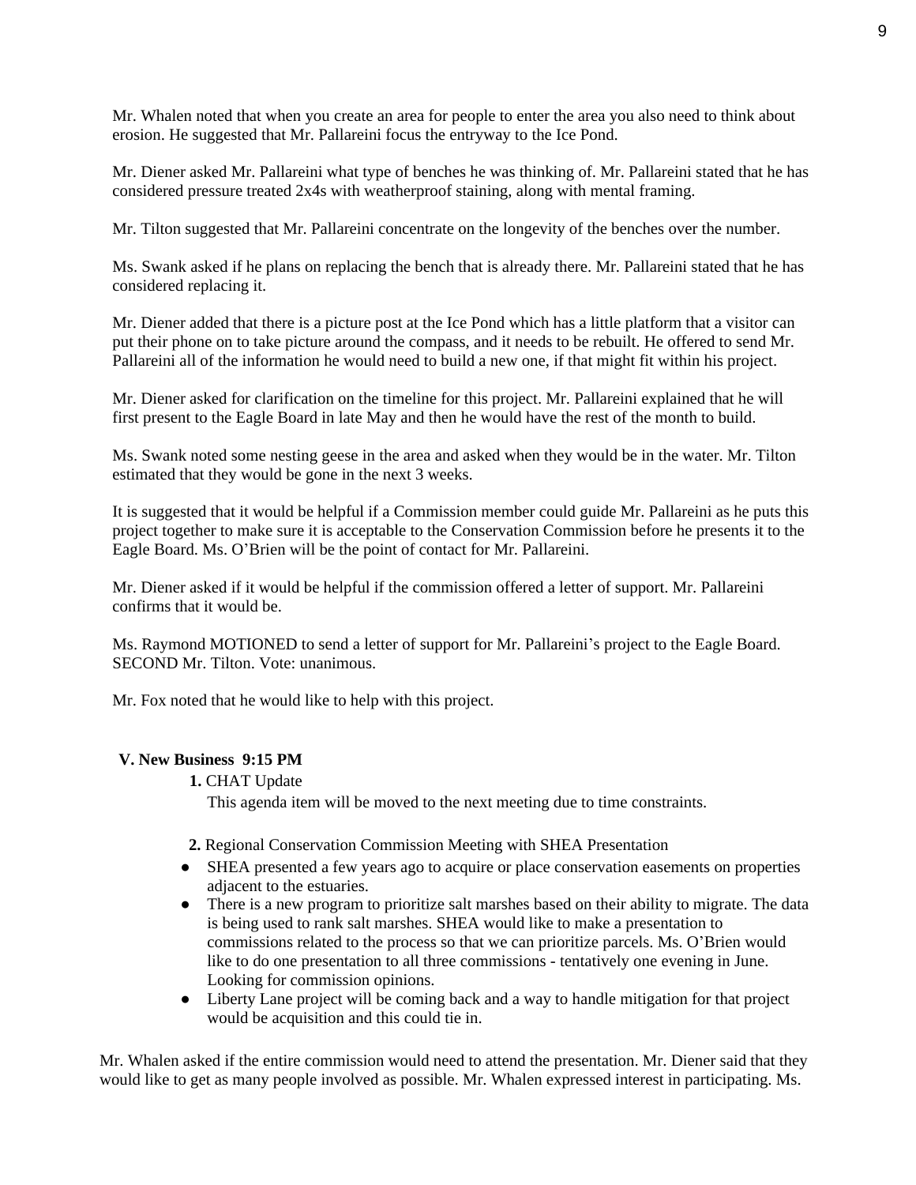Mr. Whalen noted that when you create an area for people to enter the area you also need to think about erosion. He suggested that Mr. Pallareini focus the entryway to the Ice Pond.

Mr. Diener asked Mr. Pallareini what type of benches he was thinking of. Mr. Pallareini stated that he has considered pressure treated 2x4s with weatherproof staining, along with mental framing.

Mr. Tilton suggested that Mr. Pallareini concentrate on the longevity of the benches over the number.

Ms. Swank asked if he plans on replacing the bench that is already there. Mr. Pallareini stated that he has considered replacing it.

Mr. Diener added that there is a picture post at the Ice Pond which has a little platform that a visitor can put their phone on to take picture around the compass, and it needs to be rebuilt. He offered to send Mr. Pallareini all of the information he would need to build a new one, if that might fit within his project.

Mr. Diener asked for clarification on the timeline for this project. Mr. Pallareini explained that he will first present to the Eagle Board in late May and then he would have the rest of the month to build.

Ms. Swank noted some nesting geese in the area and asked when they would be in the water. Mr. Tilton estimated that they would be gone in the next 3 weeks.

It is suggested that it would be helpful if a Commission member could guide Mr. Pallareini as he puts this project together to make sure it is acceptable to the Conservation Commission before he presents it to the Eagle Board. Ms. O'Brien will be the point of contact for Mr. Pallareini.

Mr. Diener asked if it would be helpful if the commission offered a letter of support. Mr. Pallareini confirms that it would be.

Ms. Raymond MOTIONED to send a letter of support for Mr. Pallareini's project to the Eagle Board. SECOND Mr. Tilton. Vote: unanimous.

Mr. Fox noted that he would like to help with this project.

**V. New Business 9:15 PM**

**1.** CHAT Update

This agenda item will be moved to the next meeting due to time constraints.

**2.** Regional Conservation Commission Meeting with SHEA Presentation

- SHEA presented a few years ago to acquire or place conservation easements on properties adjacent to the estuaries.
- There is a new program to prioritize salt marshes based on their ability to migrate. The data is being used to rank salt marshes. SHEA would like to make a presentation to commissions related to the process so that we can prioritize parcels. Ms. O'Brien would like to do one presentation to all three commissions - tentatively one evening in June. Looking for commission opinions.
- Liberty Lane project will be coming back and a way to handle mitigation for that project would be acquisition and this could tie in.

Mr. Whalen asked if the entire commission would need to attend the presentation. Mr. Diener said that they would like to get as many people involved as possible. Mr. Whalen expressed interest in participating. Ms.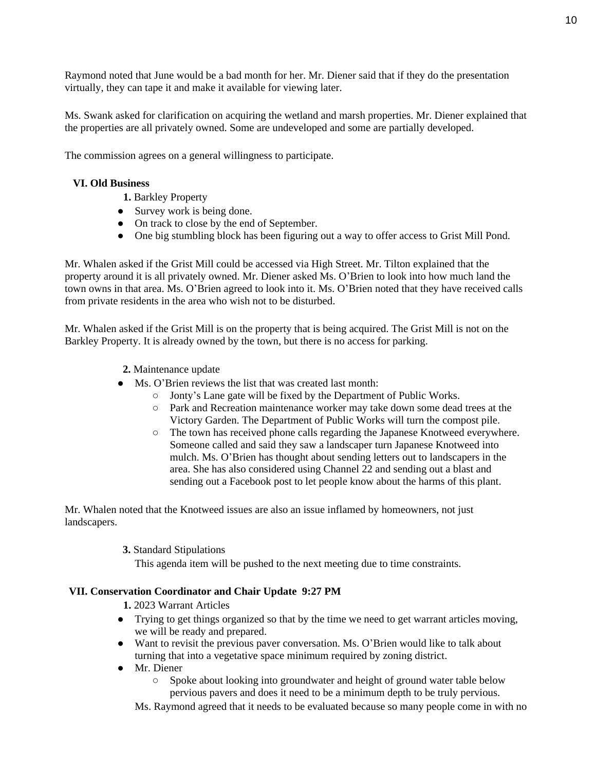Raymond noted that June would be a bad month for her. Mr. Diener said that if they do the presentation virtually, they can tape it and make it available for viewing later.

Ms. Swank asked for clarification on acquiring the wetland and marsh properties. Mr. Diener explained that the properties are all privately owned. Some are undeveloped and some are partially developed.

The commission agrees on a general willingness to participate.

**VI. Old Business**

**1.** Barkley Property

- Survey work is being done.
- On track to close by the end of September.
- One big stumbling block has been figuring out a way to offer access to Grist Mill Pond.

Mr. Whalen asked if the Grist Mill could be accessed via High Street. Mr. Tilton explained that the property around it is all privately owned. Mr. Diener asked Ms. O'Brien to look into how much land the town owns in that area. Ms. O'Brien agreed to look into it. Ms. O'Brien noted that they have received calls from private residents in the area who wish not to be disturbed.

Mr. Whalen asked if the Grist Mill is on the property that is being acquired. The Grist Mill is not on the Barkley Property. It is already owned by the town, but there is no access for parking.

**2.** Maintenance update

- Ms. O'Brien reviews the list that was created last month:
  - Jonty's Lane gate will be fixed by the Department of Public Works.
  - Park and Recreation maintenance worker may take down some dead trees at the Victory Garden. The Department of Public Works will turn the compost pile.
  - The town has received phone calls regarding the Japanese Knotweed everywhere. Someone called and said they saw a landscaper turn Japanese Knotweed into mulch. Ms. O'Brien has thought about sending letters out to landscapers in the area. She has also considered using Channel 22 and sending out a blast and sending out a Facebook post to let people know about the harms of this plant.

Mr. Whalen noted that the Knotweed issues are also an issue inflamed by homeowners, not just landscapers.

**3.** Standard Stipulations

This agenda item will be pushed to the next meeting due to time constraints.

**VII. Conservation Coordinator and Chair Update 9:27 PM**

**1.** 2023 Warrant Articles

- Trying to get things organized so that by the time we need to get warrant articles moving, we will be ready and prepared.
- Want to revisit the previous paver conversation. Ms. O'Brien would like to talk about turning that into a vegetative space minimum required by zoning district.
- Mr. Diener
  - Spoke about looking into groundwater and height of ground water table below pervious pavers and does it need to be a minimum depth to be truly pervious.

Ms. Raymond agreed that it needs to be evaluated because so many people come in with no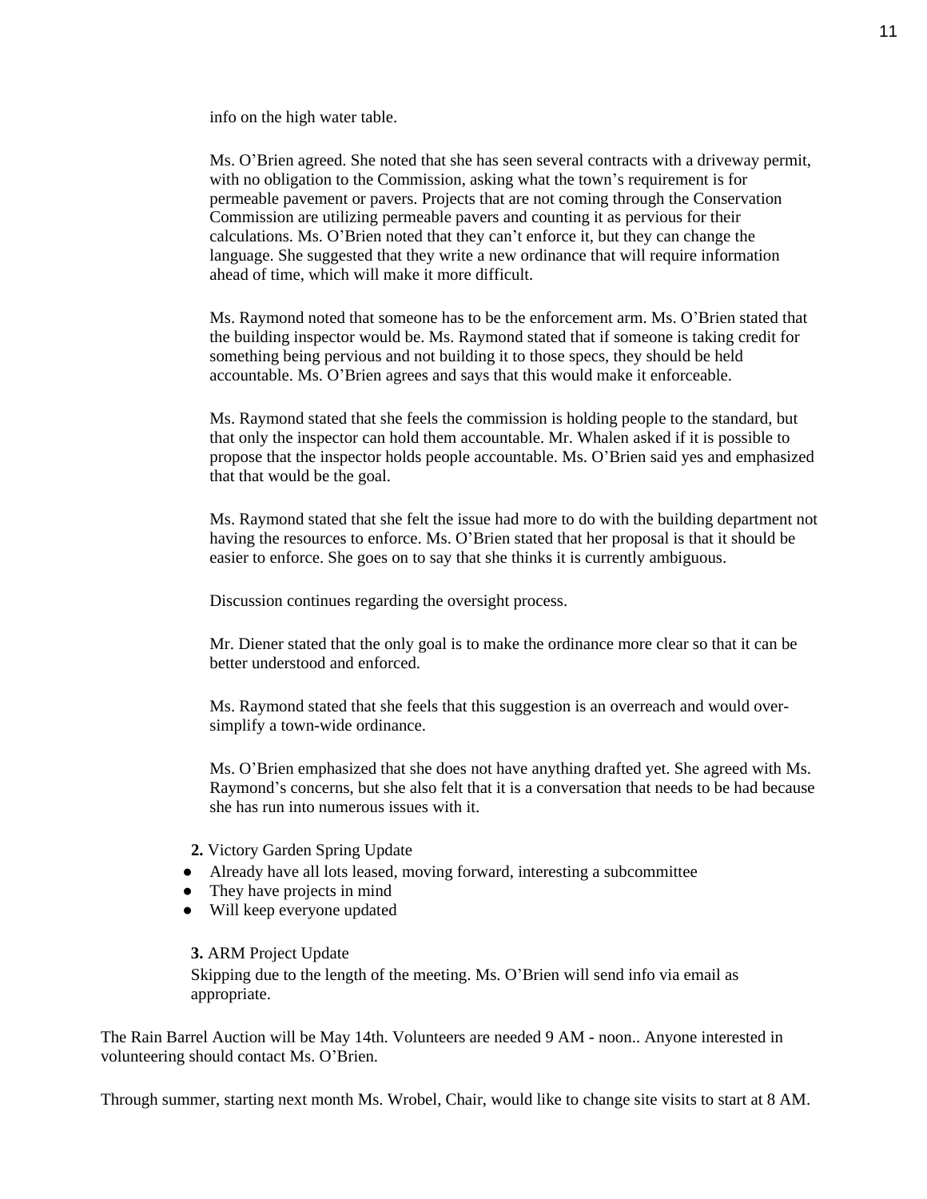info on the high water table.

Ms. O'Brien agreed. She noted that she has seen several contracts with a driveway permit, with no obligation to the Commission, asking what the town's requirement is for permeable pavement or pavers. Projects that are not coming through the Conservation Commission are utilizing permeable pavers and counting it as pervious for their calculations. Ms. O'Brien noted that they can't enforce it, but they can change the language. She suggested that they write a new ordinance that will require information ahead of time, which will make it more difficult.

Ms. Raymond noted that someone has to be the enforcement arm. Ms. O'Brien stated that the building inspector would be. Ms. Raymond stated that if someone is taking credit for something being pervious and not building it to those specs, they should be held accountable. Ms. O'Brien agrees and says that this would make it enforceable.

Ms. Raymond stated that she feels the commission is holding people to the standard, but that only the inspector can hold them accountable. Mr. Whalen asked if it is possible to propose that the inspector holds people accountable. Ms. O'Brien said yes and emphasized that that would be the goal.

Ms. Raymond stated that she felt the issue had more to do with the building department not having the resources to enforce. Ms. O'Brien stated that her proposal is that it should be easier to enforce. She goes on to say that she thinks it is currently ambiguous.

Discussion continues regarding the oversight process.

Mr. Diener stated that the only goal is to make the ordinance more clear so that it can be better understood and enforced.

Ms. Raymond stated that she feels that this suggestion is an overreach and would over-simplify a town-wide ordinance.

Ms. O'Brien emphasized that she does not have anything drafted yet. She agreed with Ms. Raymond's concerns, but she also felt that it is a conversation that needs to be had because she has run into numerous issues with it.

**2.** Victory Garden Spring Update

- Already have all lots leased, moving forward, interesting a subcommittee
- They have projects in mind
- Will keep everyone updated

**3.** ARM Project Update

Skipping due to the length of the meeting. Ms. O'Brien will send info via email as appropriate.

The Rain Barrel Auction will be May 14th. Volunteers are needed 9 AM - noon.. Anyone interested in volunteering should contact Ms. O'Brien.

Through summer, starting next month Ms. Wrobel, Chair, would like to change site visits to start at 8 AM.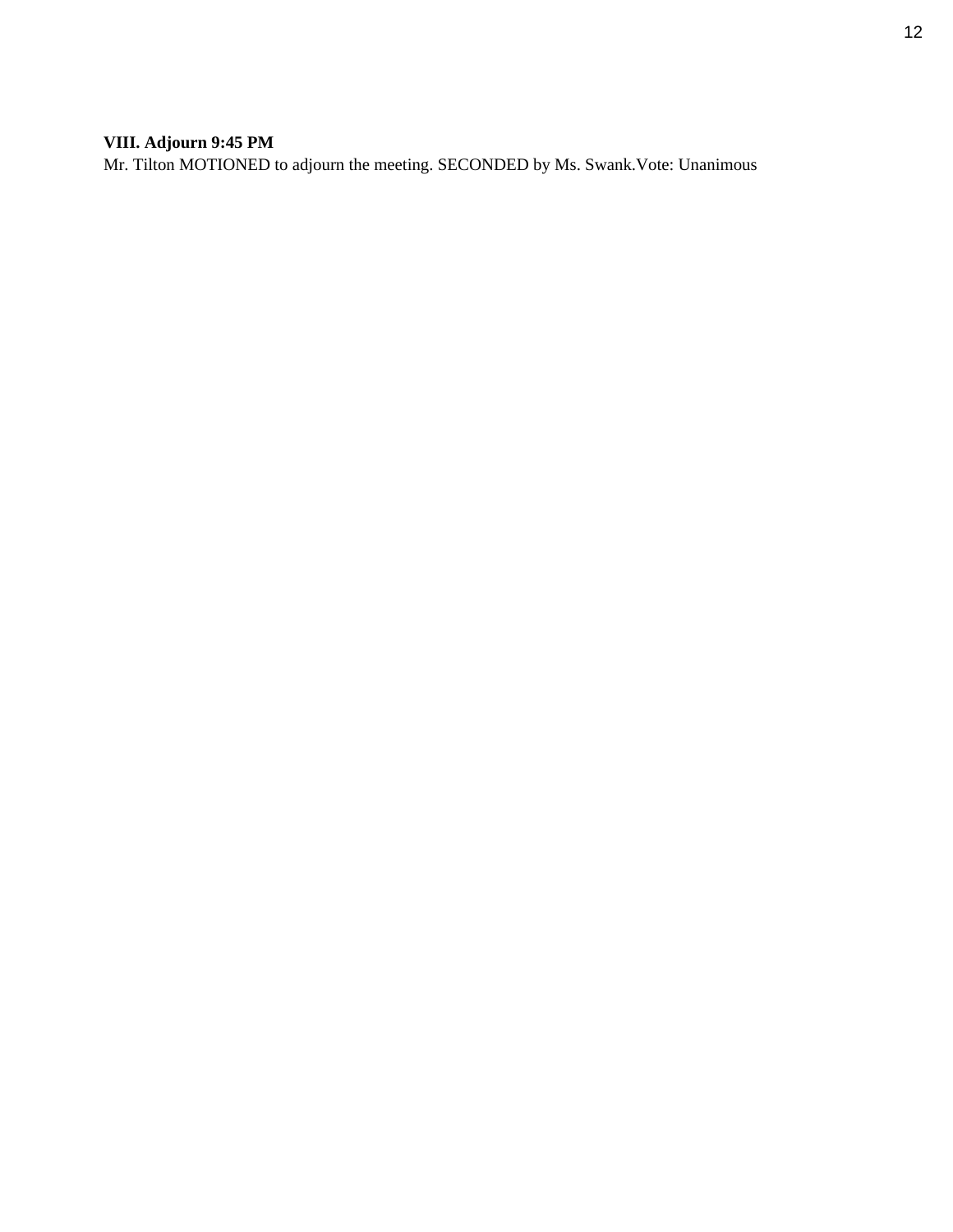**VIII. Adjourn 9:45 PM**

Mr. Tilton MOTIONED to adjourn the meeting. SECONDED by Ms. Swank.Vote: Unanimous